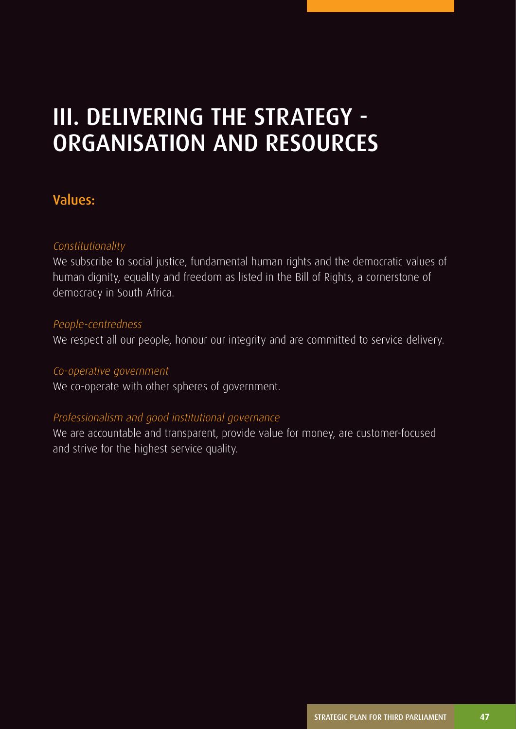# III. DELIVERING THE STRATEGY - ORGANISATION AND RESOURCES

## Values:

*Constitutionality*

We subscribe to social justice, fundamental human rights and the democratic values of human dignity, equality and freedom as listed in the Bill of Rights, a cornerstone of democracy in South Africa.

*People-centredness*

We respect all our people, honour our integrity and are committed to service delivery.

*Co-operative government*

We co-operate with other spheres of government.

*Professionalism and good institutional governance*

We are accountable and transparent, provide value for money, are customer-focused and strive for the highest service quality.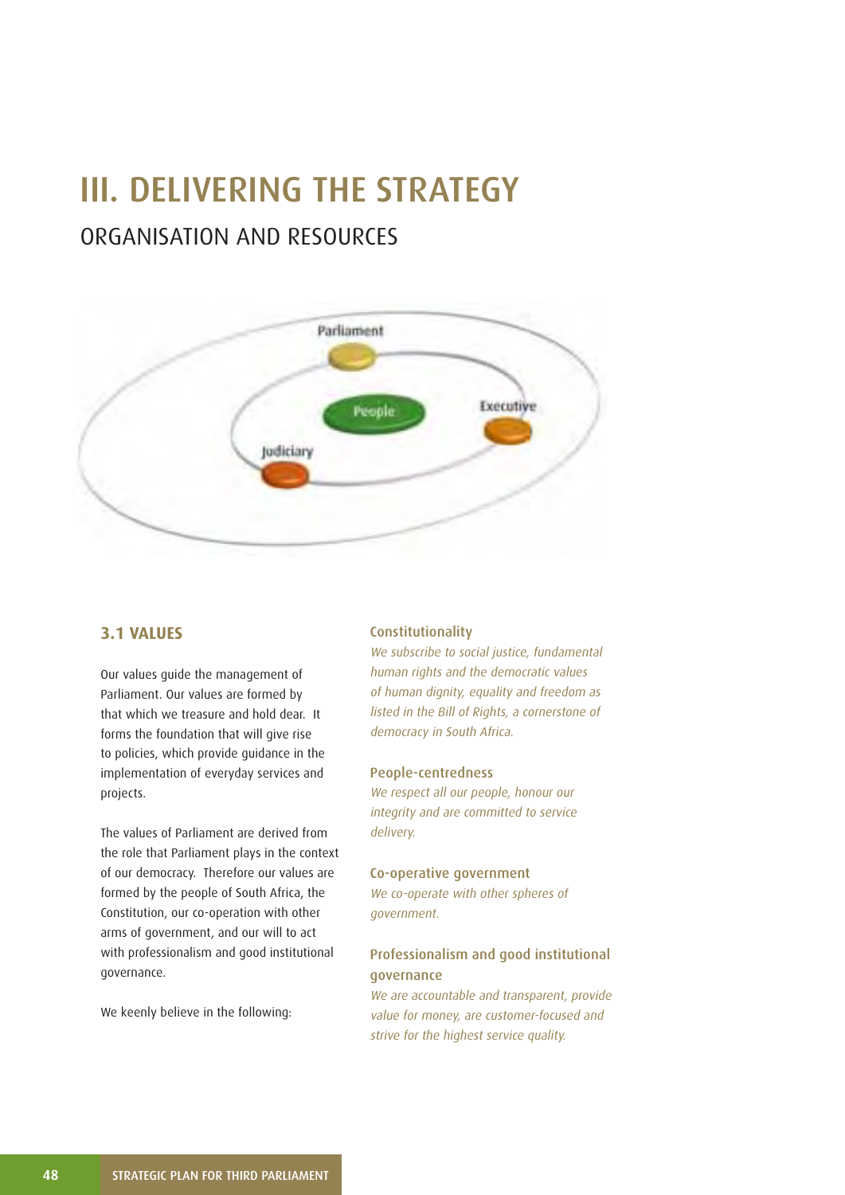# III. DELIVERING THE STRATEGY

## ORGANISATION AND RESOURCES

### 3.1 VALUES

Our values guide the management of Parliament. Our values are formed by that which we treasure and hold dear. It forms the foundation that will give rise to policies, which provide guidance in the implementation of everyday services and projects.

The values of Parliament are derived from the role that Parliament plays in the context of our democracy. Therefore our values are formed by the people of South Africa, the Constitution, our co-operation with other arms of government, and our will to act with professionalism and good institutional governance.

We keenly believe in the following:

#### Constitutionality

*We subscribe to social justice, fundamental human rights and the democratic values of human dignity, equality and freedom as listed in the Bill of Rights, a cornerstone of democracy in South Africa.*

#### People-centredness

*We respect all our people, honour our integrity and are committed to service delivery.*

#### Co-operative government

*We co-operate with other spheres of government.*

#### Professionalism and good institutional governance

*We are accountable and transparent, provide value for money, are customer-focused and strive for the highest service quality.*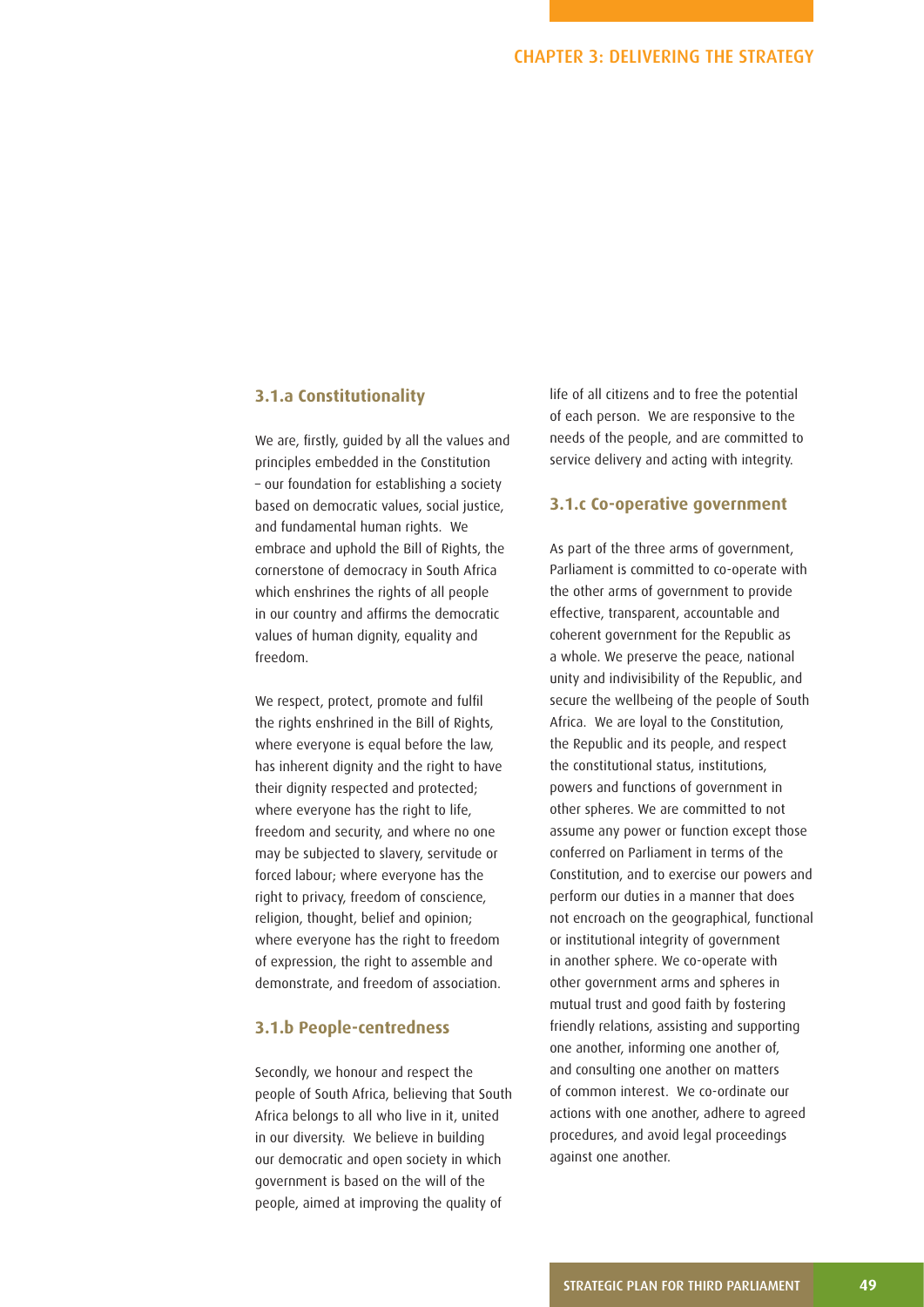### 3.1.a Constitutionality

We are, firstly, guided by all the values and principles embedded in the Constitution – our foundation for establishing a society based on democratic values, social justice, and fundamental human rights. We embrace and uphold the Bill of Rights, the cornerstone of democracy in South Africa which enshrines the rights of all people in our country and affirms the democratic values of human dignity, equality and freedom.

We respect, protect, promote and fulfil the rights enshrined in the Bill of Rights, where everyone is equal before the law, has inherent dignity and the right to have their dignity respected and protected; where everyone has the right to life, freedom and security, and where no one may be subjected to slavery, servitude or forced labour; where everyone has the right to privacy, freedom of conscience, religion, thought, belief and opinion; where everyone has the right to freedom of expression, the right to assemble and demonstrate, and freedom of association.

### 3.1.b People-centredness

Secondly, we honour and respect the people of South Africa, believing that South Africa belongs to all who live in it, united in our diversity. We believe in building our democratic and open society in which government is based on the will of the people, aimed at improving the quality of life of all citizens and to free the potential of each person. We are responsive to the needs of the people, and are committed to service delivery and acting with integrity.

### 3.1.c Co-operative government

As part of the three arms of government, Parliament is committed to co-operate with the other arms of government to provide effective, transparent, accountable and coherent government for the Republic as a whole. We preserve the peace, national unity and indivisibility of the Republic, and secure the wellbeing of the people of South Africa. We are loyal to the Constitution, the Republic and its people, and respect the constitutional status, institutions, powers and functions of government in other spheres. We are committed to not assume any power or function except those conferred on Parliament in terms of the Constitution, and to exercise our powers and perform our duties in a manner that does not encroach on the geographical, functional or institutional integrity of government in another sphere. We co-operate with other government arms and spheres in mutual trust and good faith by fostering friendly relations, assisting and supporting one another, informing one another of, and consulting one another on matters of common interest. We co-ordinate our actions with one another, adhere to agreed procedures, and avoid legal proceedings against one another.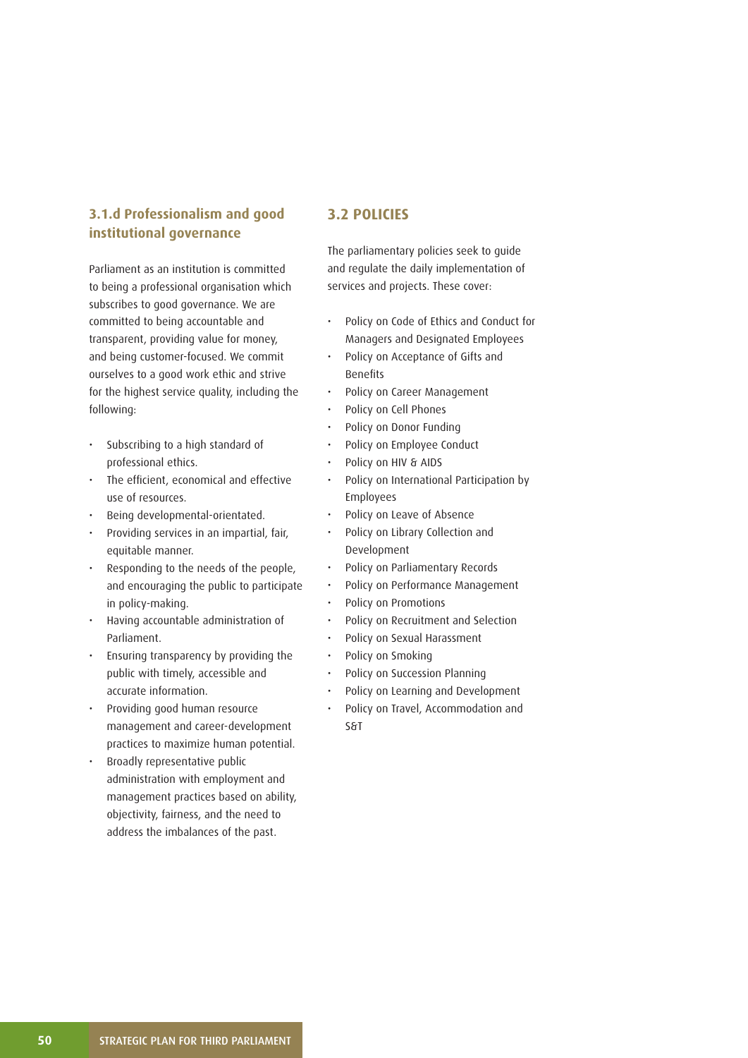### 3.1.d Professionalism and good institutional governance

Parliament as an institution is committed to being a professional organisation which subscribes to good governance. We are committed to being accountable and transparent, providing value for money, and being customer-focused. We commit ourselves to a good work ethic and strive for the highest service quality, including the following:

- Subscribing to a high standard of professional ethics.
- The efficient, economical and effective use of resources.
- Being developmental-orientated.
- Providing services in an impartial, fair, equitable manner.
- Responding to the needs of the people, and encouraging the public to participate in policy-making.
- Having accountable administration of Parliament.
- Ensuring transparency by providing the public with timely, accessible and accurate information.
- Providing good human resource management and career-development practices to maximize human potential.
- Broadly representative public administration with employment and management practices based on ability, objectivity, fairness, and the need to address the imbalances of the past.

## 3.2 POLICIES

The parliamentary policies seek to guide and regulate the daily implementation of services and projects. These cover:

- Policy on Code of Ethics and Conduct for Managers and Designated Employees
- Policy on Acceptance of Gifts and Benefits
- Policy on Career Management
- Policy on Cell Phones
- Policy on Donor Funding
- Policy on Employee Conduct
- Policy on HIV & AIDS
- Policy on International Participation by Employees
- Policy on Leave of Absence
- Policy on Library Collection and Development
- Policy on Parliamentary Records
- Policy on Performance Management
- Policy on Promotions
- Policy on Recruitment and Selection
- Policy on Sexual Harassment
- Policy on Smoking
- Policy on Succession Planning
- Policy on Learning and Development
- Policy on Travel, Accommodation and S&T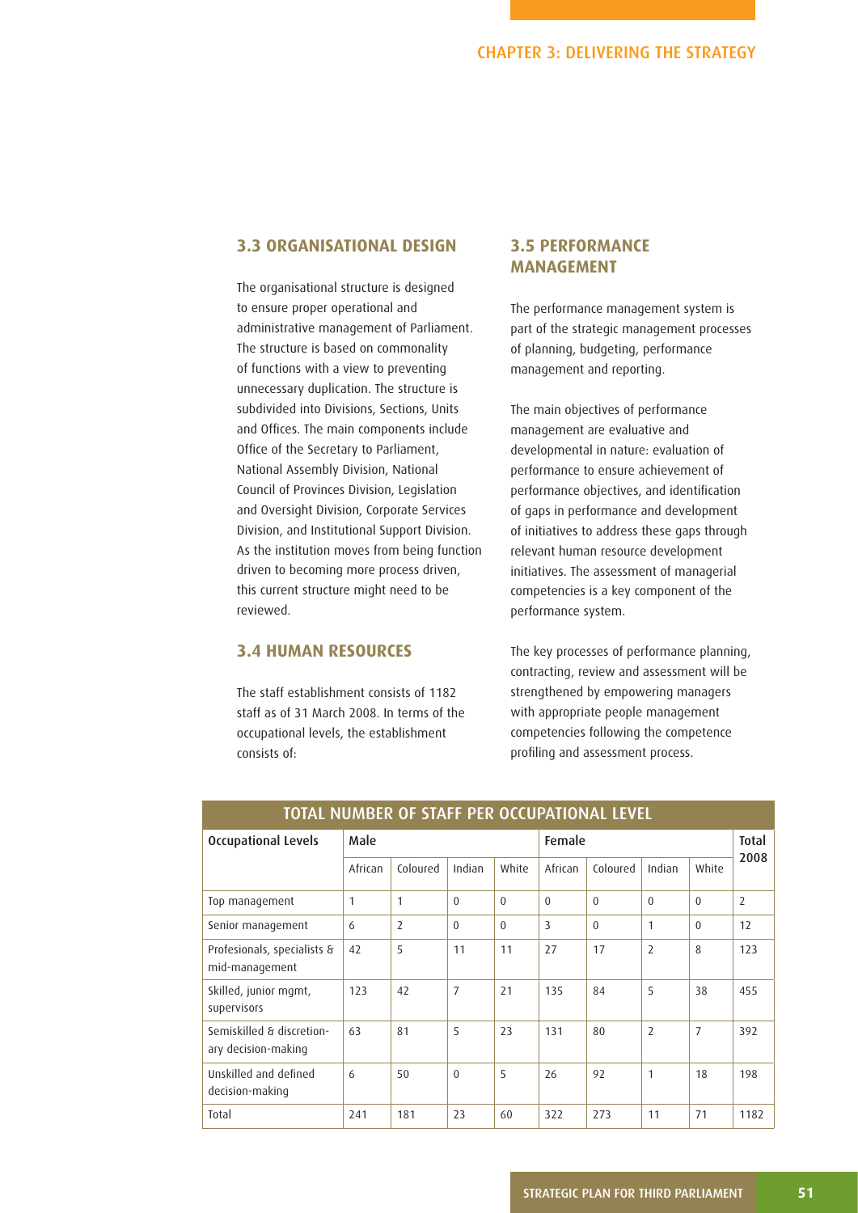## 3.3 ORGANISATIONAL DESIGN

The organisational structure is designed to ensure proper operational and administrative management of Parliament. The structure is based on commonality of functions with a view to preventing unnecessary duplication. The structure is subdivided into Divisions, Sections, Units and Offices. The main components include Office of the Secretary to Parliament, National Assembly Division, National Council of Provinces Division, Legislation and Oversight Division, Corporate Services Division, and Institutional Support Division. As the institution moves from being function driven to becoming more process driven, this current structure might need to be reviewed.

## 3.4 HUMAN RESOURCES

The staff establishment consists of 1182 staff as of 31 March 2008. In terms of the occupational levels, the establishment consists of:

## 3.5 PERFORMANCE MANAGEMENT

The performance management system is part of the strategic management processes of planning, budgeting, performance management and reporting.

The main objectives of performance management are evaluative and developmental in nature: evaluation of performance to ensure achievement of performance objectives, and identification of gaps in performance and development of initiatives to address these gaps through relevant human resource development initiatives. The assessment of managerial competencies is a key component of the performance system.

The key processes of performance planning, contracting, review and assessment will be strengthened by empowering managers with appropriate people management competencies following the competence profiling and assessment process.

**TOTAL NUMBER OF STAFF PER OCCUPATIONAL LEVEL**

| Occupational Levels | Male | | | | Female | | | | Total 2008 |
|---|---|---|---|---|---|---|---|---|---|
| | African | Coloured | Indian | White | African | Coloured | Indian | White | |
| Top management | 1 | 1 | 0 | 0 | 0 | 0 | 0 | 0 | 2 |
| Senior management | 6 | 2 | 0 | 0 | 3 | 0 | 1 | 0 | 12 |
| Profesionals, specialists & mid-management | 42 | 5 | 11 | 11 | 27 | 17 | 2 | 8 | 123 |
| Skilled, junior mgmt, supervisors | 123 | 42 | 7 | 21 | 135 | 84 | 5 | 38 | 455 |
| Semiskilled & discretionary decision-making | 63 | 81 | 5 | 23 | 131 | 80 | 2 | 7 | 392 |
| Unskilled and defined decision-making | 6 | 50 | 0 | 5 | 26 | 92 | 1 | 18 | 198 |
| Total | 241 | 181 | 23 | 60 | 322 | 273 | 11 | 71 | 1182 |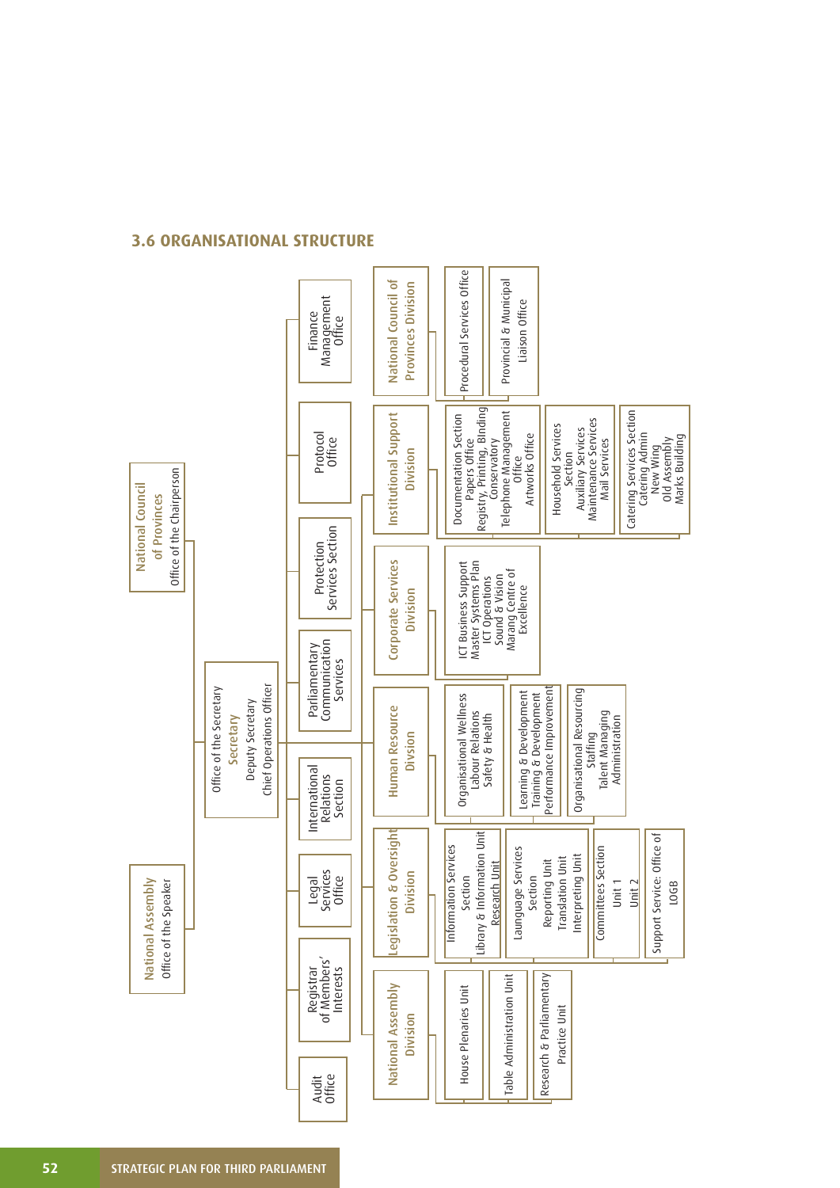## 3.6 ORGANISATIONAL STRUCTURE

**National Assembly**
Office of the Speaker

**National Council of Provinces**
Office of the Chairperson

Office of the Secretary
**Secretary**
Deputy Secretary
Chief Operations Officer

- Audit Office
- Registrar of Members' Interests
- Legal Services Office
- International Relations Section
- Parliamentary Communication Services
- Protection Services Section
- Protocol Office
- Finance Management Office

**National Assembly Division**
- House Plenaries Unit
- Table Administration Unit
- Research & Parliamentary Practice Unit

**Legislation & Oversight Division**
- Information Services Section
  - Library & Information Unit
  - Research Unit
- Language Services Section
  - Reporting Unit
  - Translation Unit
  - Interpreting Unit
- Committees Section
  - Unit 1
  - Unit 2
- Support Service: Office of LOGB

**Human Resource Division**
- Organisational Wellness
  - Labour Relations
  - Safety & Health
- Learning & Development
  - Training & Development
  - Performance Improvement
- Organisational Resourcing
  - Staffing
  - Talent Managing
  - Administration

**Corporate Services Division**
- ICT Business Support
- Master Systems Plan
- ICT Operations
- Sound & Vision
- Marang Centre of Excellence

**Institutional Support Division**
- Documentation Section
  - Papers Office
  - Registry, Printing, Binding
  - Conservatory
  - Telephone Management Office
  - Artworks Office
- Household Services Section
  - Auxiliary Services
  - Maintenance Services
  - Mail Services
- Catering Services Section
  - Catering Admin
  - New Wing
  - Old Assembly
  - Marks Building

**National Council of Provinces Division**
- Procedural Services Office
- Provincial & Municipal Liaison Office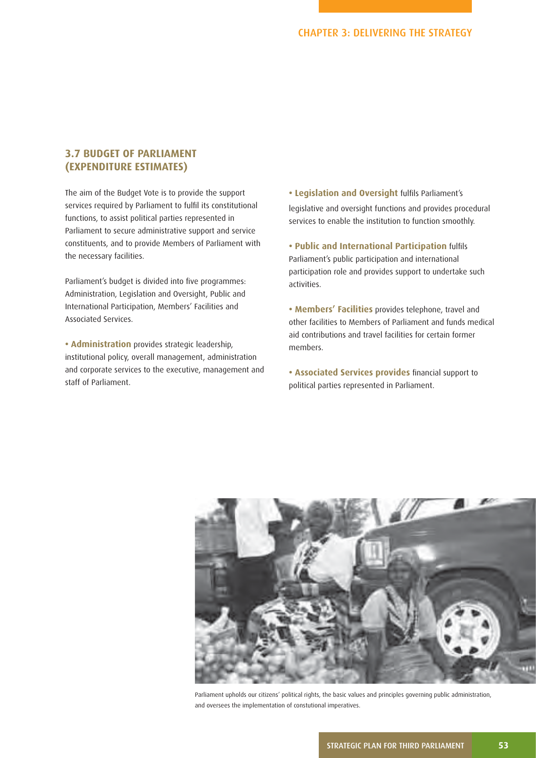## 3.7 BUDGET OF PARLIAMENT (EXPENDITURE ESTIMATES)

The aim of the Budget Vote is to provide the support services required by Parliament to fulfil its constitutional functions, to assist political parties represented in Parliament to secure administrative support and service constituents, and to provide Members of Parliament with the necessary facilities.

Parliament's budget is divided into five programmes: Administration, Legislation and Oversight, Public and International Participation, Members' Facilities and Associated Services.

- **Administration** provides strategic leadership, institutional policy, overall management, administration and corporate services to the executive, management and staff of Parliament.
- **Legislation and Oversight** fulfils Parliament's legislative and oversight functions and provides procedural services to enable the institution to function smoothly.
- **Public and International Participation** fulfils Parliament's public participation and international participation role and provides support to undertake such activities.
- **Members' Facilities** provides telephone, travel and other facilities to Members of Parliament and funds medical aid contributions and travel facilities for certain former members.
- **Associated Services provides** financial support to political parties represented in Parliament.

Parliament upholds our citizens' political rights, the basic values and principles governing public administration, and oversees the implementation of constutional imperatives.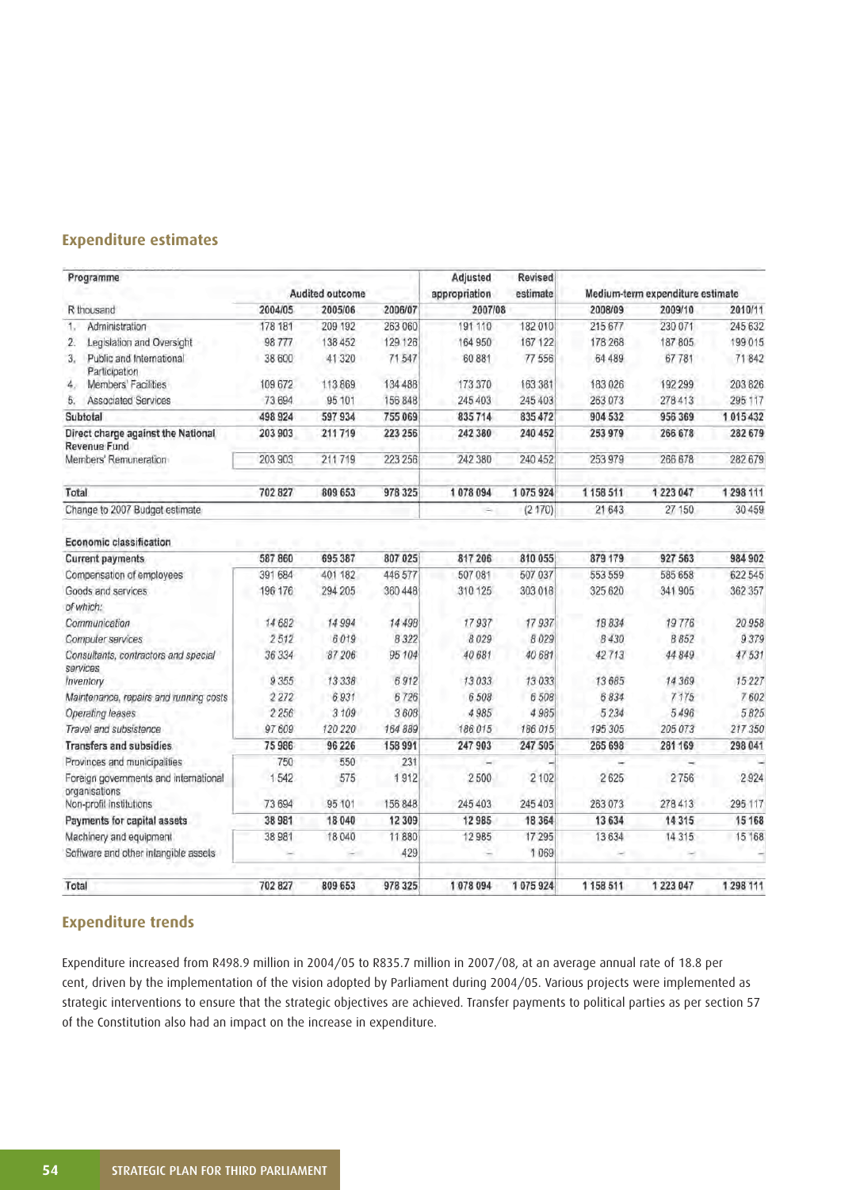## Expenditure estimates

| Programme | Audited outcome | | | Adjusted appropriation | Revised estimate | Medium-term expenditure estimate | | |
|---|---|---|---|---|---|---|---|---|
| R thousand | 2004/05 | 2005/06 | 2006/07 | 2007/08 | | 2008/09 | 2009/10 | 2010/11 |
| 1. Administration | 178 181 | 209 192 | 263 060 | 191 110 | 182 010 | 215 677 | 230 071 | 245 632 |
| 2. Legislation and Oversight | 98 777 | 138 452 | 129 126 | 164 950 | 167 122 | 178 268 | 187 805 | 199 015 |
| 3. Public and International Participation | 38 600 | 41 320 | 71 547 | 60 881 | 77 556 | 64 489 | 67 781 | 71 842 |
| 4. Members' Facilities | 109 672 | 113 869 | 134 488 | 173 370 | 163 381 | 183 026 | 192 299 | 203 826 |
| 5. Associated Services | 73 694 | 95 101 | 156 848 | 245 403 | 245 403 | 263 073 | 278 413 | 295 117 |
| **Subtotal** | **498 924** | **597 934** | **755 069** | **835 714** | **835 472** | **904 532** | **956 369** | **1 015 432** |
| **Direct charge against the National Revenue Fund** | **203 903** | **211 719** | **223 256** | **242 380** | **240 452** | **253 979** | **266 678** | **282 679** |
| Members' Remuneration | 203 903 | 211 719 | 223 256 | 242 380 | 240 452 | 253 979 | 266 678 | 282 679 |
| **Total** | **702 827** | **809 653** | **978 325** | **1 078 094** | **1 075 924** | **1 158 511** | **1 223 047** | **1 298 111** |
| Change to 2007 Budget estimate | | | | – | (2 170) | 21 643 | 27 150 | 30 459 |
| | | | | | | | | |
| **Economic classification** | | | | | | | | |
| **Current payments** | **587 860** | **695 387** | **807 025** | **817 206** | **810 055** | **879 179** | **927 563** | **984 902** |
| Compensation of employees | 391 684 | 401 182 | 446 577 | 507 081 | 507 037 | 553 559 | 585 658 | 622 545 |
| Goods and services | 196 176 | 294 205 | 360 448 | 310 125 | 303 018 | 325 620 | 341 905 | 362 357 |
| *of which:* | | | | | | | | |
| *Communication* | *14 682* | *14 994* | *14 498* | *17 937* | *17 937* | *18 834* | *19 776* | *20 958* |
| *Computer services* | *2 512* | *6 019* | *8 322* | *8 029* | *8 029* | *8 430* | *8 852* | *9 379* |
| *Consultants, contractors and special services* | *36 334* | *87 206* | *95 104* | *40 681* | *40 681* | *42 713* | *44 849* | *47 531* |
| *Inventory* | *9 355* | *13 338* | *6 912* | *13 033* | *13 033* | *13 685* | *14 369* | *15 227* |
| *Maintenance, repairs and running costs* | *2 272* | *6 931* | *6 726* | *6 508* | *6 508* | *6 834* | *7 175* | *7 602* |
| *Operating leases* | *2 256* | *3 109* | *3 608* | *4 985* | *4 985* | *5 234* | *5 496* | *5 825* |
| *Travel and subsistence* | *97 609* | *120 220* | *164 889* | *186 015* | *186 015* | *195 305* | *205 073* | *217 350* |
| **Transfers and subsidies** | **75 986** | **96 226** | **158 991** | **247 903** | **247 505** | **265 698** | **281 169** | **298 041** |
| Provinces and municipalities | 750 | 550 | 231 | – | – | – | – | – |
| Foreign governments and international organisations | 1 542 | 575 | 1 912 | 2 500 | 2 102 | 2 625 | 2 756 | 2 924 |
| Non-profit institutions | 73 694 | 95 101 | 156 848 | 245 403 | 245 403 | 263 073 | 278 413 | 295 117 |
| **Payments for capital assets** | **38 981** | **18 040** | **12 309** | **12 985** | **18 364** | **13 634** | **14 315** | **15 168** |
| Machinery and equipment | 38 981 | 18 040 | 11 880 | 12 985 | 17 295 | 13 634 | 14 315 | 15 168 |
| Software and other intangible assets | – | – | 429 | – | 1 069 | – | – | – |
| **Total** | **702 827** | **809 653** | **978 325** | **1 078 094** | **1 075 924** | **1 158 511** | **1 223 047** | **1 298 111** |

## Expenditure trends

Expenditure increased from R498.9 million in 2004/05 to R835.7 million in 2007/08, at an average annual rate of 18.8 per cent, driven by the implementation of the vision adopted by Parliament during 2004/05. Various projects were implemented as strategic interventions to ensure that the strategic objectives are achieved. Transfer payments to political parties as per section 57 of the Constitution also had an impact on the increase in expenditure.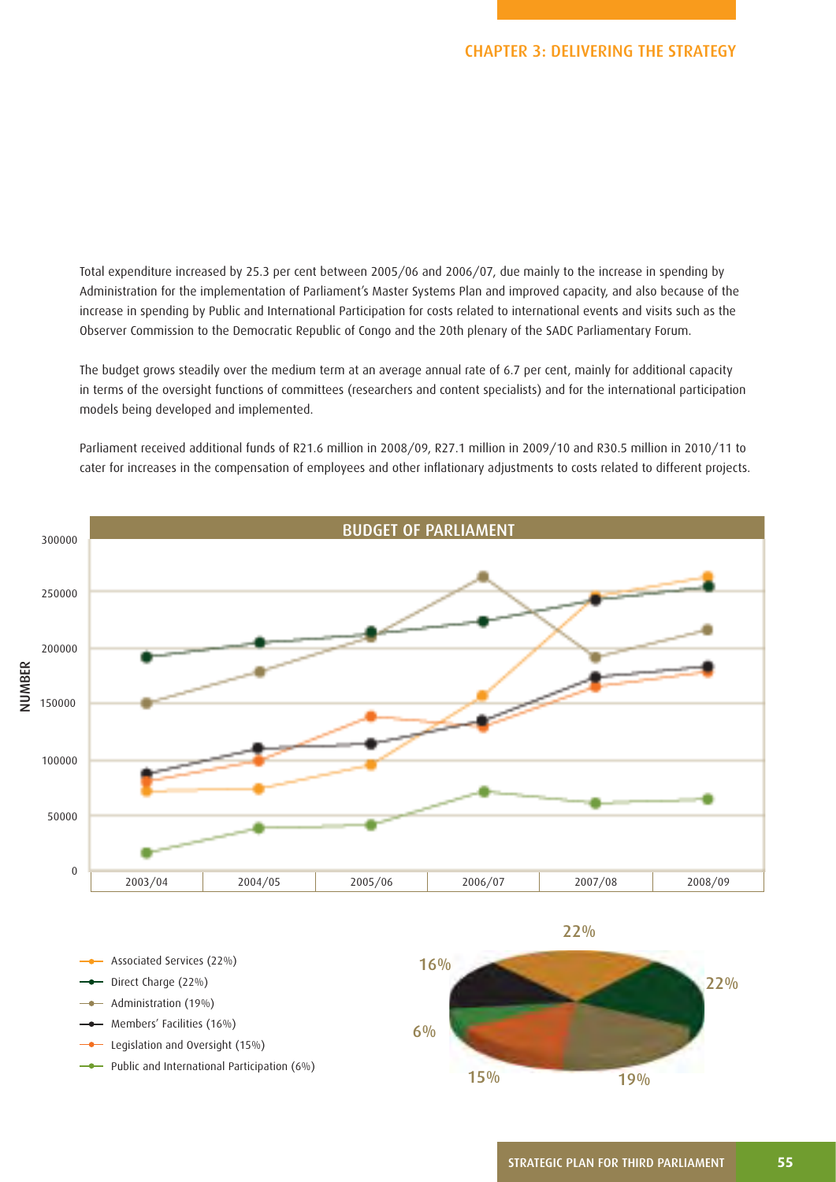Total expenditure increased by 25.3 per cent between 2005/06 and 2006/07, due mainly to the increase in spending by Administration for the implementation of Parliament's Master Systems Plan and improved capacity, and also because of the increase in spending by Public and International Participation for costs related to international events and visits such as the Observer Commission to the Democratic Republic of Congo and the 20th plenary of the SADC Parliamentary Forum.

The budget grows steadily over the medium term at an average annual rate of 6.7 per cent, mainly for additional capacity in terms of the oversight functions of committees (researchers and content specialists) and for the international participation models being developed and implemented.

Parliament received additional funds of R21.6 million in 2008/09, R27.1 million in 2009/10 and R30.5 million in 2010/11 to cater for increases in the compensation of employees and other inflationary adjustments to costs related to different projects.

**BUDGET OF PARLIAMENT**

- Associated Services (22%)
- Direct Charge (22%)
- Administration (19%)
- Members' Facilities (16%)
- Legislation and Oversight (15%)
- Public and International Participation (6%)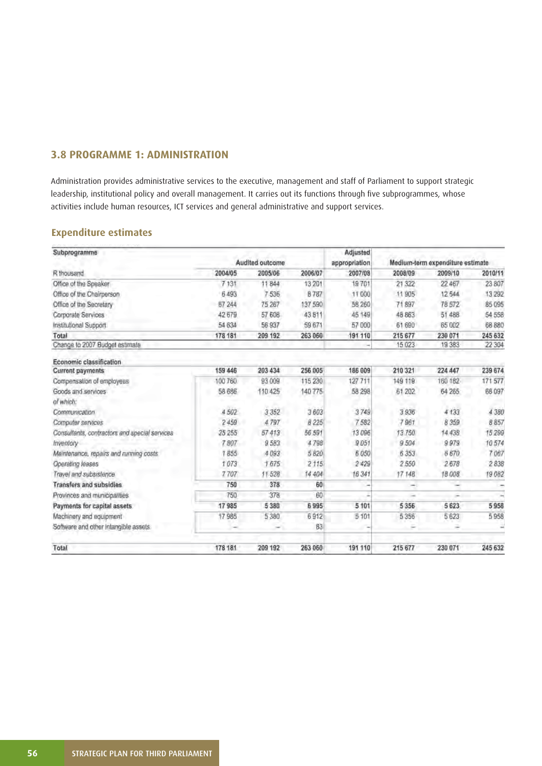## 3.8 PROGRAMME 1: ADMINISTRATION

Administration provides administrative services to the executive, management and staff of Parliament to support strategic leadership, institutional policy and overall management. It carries out its functions through five subprogrammes, whose activities include human resources, ICT services and general administrative and support services.

### Expenditure estimates

| Subprogramme | Audited outcome | | | Adjusted appropriation | Medium-term expenditure estimate | | |
|---|---|---|---|---|---|---|---|
| R thousand | 2004/05 | 2005/06 | 2006/07 | 2007/08 | 2008/09 | 2009/10 | 2010/11 |
| Office of the Speaker | 7 131 | 11 844 | 13 201 | 19 701 | 21 322 | 22 467 | 23 807 |
| Office of the Chairperson | 6 493 | 7 536 | 8 787 | 11 000 | 11 905 | 12 544 | 13 292 |
| Office of the Secretary | 67 244 | 75 267 | 137 590 | 58 260 | 71 897 | 78 572 | 85 095 |
| Corporate Services | 42 679 | 57 608 | 43 811 | 45 149 | 48 863 | 51 488 | 54 558 |
| Institutional Support | 54 634 | 56 937 | 59 671 | 57 000 | 61 690 | 65 002 | 68 880 |
| **Total** | **178 181** | **209 192** | **263 060** | **191 110** | **215 677** | **230 071** | **245 632** |
| Change to 2007 Budget estimate | | | | – | 15 023 | 19 383 | 22 304 |
| **Economic classification** | | | | | | | |
| **Current payments** | **159 446** | **203 434** | **256 005** | **186 009** | **210 321** | **224 447** | **239 674** |
| Compensation of employees | 100 760 | 93 009 | 115 230 | 127 711 | 149 119 | 160 182 | 171 577 |
| Goods and services | 58 686 | 110 425 | 140 775 | 58 298 | 61 202 | 64 265 | 68 097 |
| *of which:* | | | | | | | |
| *Communication* | *4 502* | *3 352* | *3 603* | *3 749* | *3 936* | *4 133* | *4 380* |
| *Computer services* | *2 459* | *4 797* | *8 225* | *7 582* | *7 961* | *8 359* | *8 857* |
| *Consultants, contractors and special services* | *25 255* | *57 413* | *56 591* | *13 096* | *13 750* | *14 438* | *15 299* |
| *Inventory* | *7 807* | *9 583* | *4 798* | *9 051* | *9 504* | *9 979* | *10 574* |
| *Maintenance, repairs and running costs* | *1 855* | *4 093* | *5 820* | *6 050* | *6 353* | *6 670* | *7 067* |
| *Operating leases* | *1 073* | *1 675* | *2 115* | *2 429* | *2 550* | *2 678* | *2 838* |
| *Travel and subsistence* | *7 707* | *11 528* | *14 404* | *16 341* | *17 148* | *18 008* | *19 082* |
| **Transfers and subsidies** | **750** | **378** | **60** | **–** | **–** | **–** | **–** |
| Provinces and municipalities | 750 | 378 | 60 | – | – | – | – |
| **Payments for capital assets** | **17 985** | **5 380** | **6 995** | **5 101** | **5 356** | **5 623** | **5 958** |
| Machinery and equipment | 17 985 | 5 380 | 6 912 | 5 101 | 5 356 | 5 623 | 5 958 |
| Software and other intangible assets | – | – | 83 | – | – | – | – |
| **Total** | **178 181** | **209 192** | **263 060** | **191 110** | **215 677** | **230 071** | **245 632** |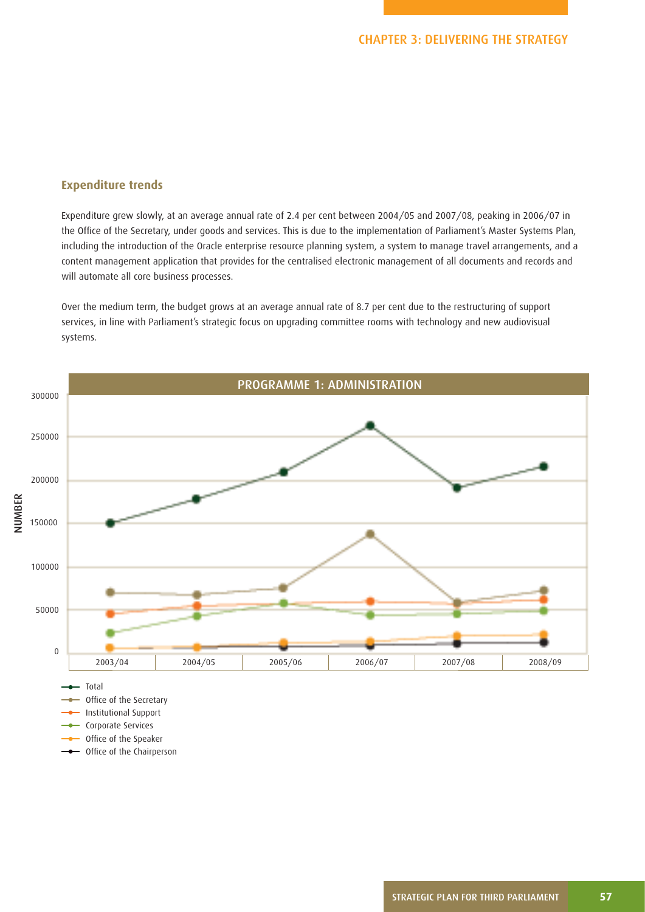## Expenditure trends

Expenditure grew slowly, at an average annual rate of 2.4 per cent between 2004/05 and 2007/08, peaking in 2006/07 in the Office of the Secretary, under goods and services. This is due to the implementation of Parliament's Master Systems Plan, including the introduction of the Oracle enterprise resource planning system, a system to manage travel arrangements, and a content management application that provides for the centralised electronic management of all documents and records and will automate all core business processes.

Over the medium term, the budget grows at an average annual rate of 8.7 per cent due to the restructuring of support services, in line with Parliament's strategic focus on upgrading committee rooms with technology and new audiovisual systems.

PROGRAMME 1: ADMINISTRATION

NUMBER: 0, 50000, 100000, 150000, 200000, 250000, 300000

2003/04, 2004/05, 2005/06, 2006/07, 2007/08, 2008/09

- Total
- Office of the Secretary
- Institutional Support
- Corporate Services
- Office of the Speaker
- Office of the Chairperson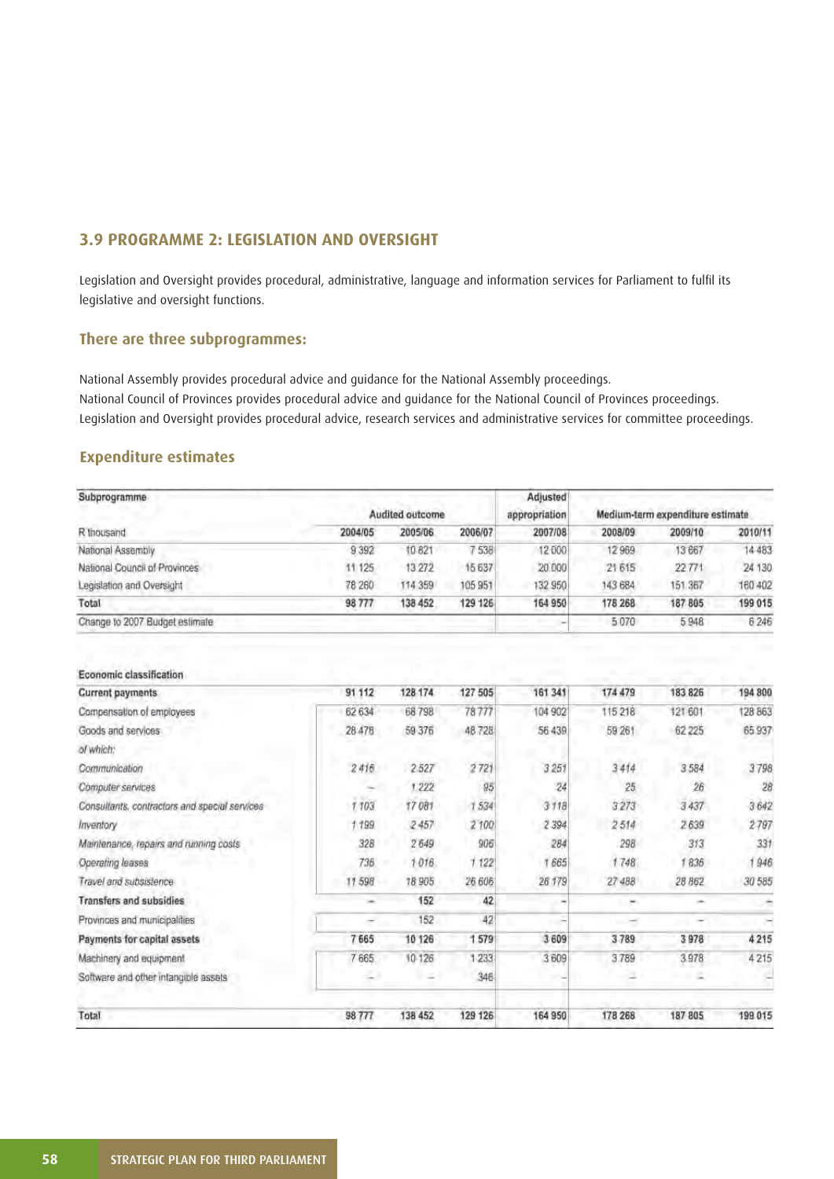## 3.9 PROGRAMME 2: LEGISLATION AND OVERSIGHT

Legislation and Oversight provides procedural, administrative, language and information services for Parliament to fulfil its legislative and oversight functions.

### There are three subprogrammes:

National Assembly provides procedural advice and guidance for the National Assembly proceedings.
National Council of Provinces provides procedural advice and guidance for the National Council of Provinces proceedings.
Legislation and Oversight provides procedural advice, research services and administrative services for committee proceedings.

### Expenditure estimates

| Subprogramme | Audited outcome | | | Adjusted appropriation | Medium-term expenditure estimate | | |
|---|---|---|---|---|---|---|---|
| R thousand | 2004/05 | 2005/06 | 2006/07 | 2007/08 | 2008/09 | 2009/10 | 2010/11 |
| National Assembly | 9 392 | 10 821 | 7 538 | 12 000 | 12 969 | 13 667 | 14 483 |
| National Council of Provinces | 11 125 | 13 272 | 15 637 | 20 000 | 21 615 | 22 771 | 24 130 |
| Legislation and Oversight | 78 260 | 114 359 | 105 951 | 132 950 | 143 684 | 151 367 | 160 402 |
| **Total** | **98 777** | **138 452** | **129 126** | **164 950** | **178 268** | **187 805** | **199 015** |
| Change to 2007 Budget estimate | | | | – | 5 070 | 5 948 | 6 246 |
| | | | | | | | |
| **Economic classification** | | | | | | | |
| **Current payments** | **91 112** | **128 174** | **127 505** | **161 341** | **174 479** | **183 826** | **194 800** |
| Compensation of employees | 62 634 | 68 798 | 78 777 | 104 902 | 115 218 | 121 601 | 128 863 |
| Goods and services | 28 478 | 59 376 | 48 728 | 56 439 | 59 261 | 62 225 | 65 937 |
| *of which:* | | | | | | | |
| *Communication* | *2 416* | *2 527* | *2 721* | *3 251* | *3 414* | *3 584* | *3 798* |
| *Computer services* | *–* | *1 222* | *95* | *24* | *25* | *26* | *28* |
| *Consultants, contractors and special services* | *1 103* | *17 081* | *1 534* | *3 118* | *3 273* | *3 437* | *3 642* |
| *Inventory* | *1 199* | *2 457* | *2 100* | *2 394* | *2 514* | *2 639* | *2 797* |
| *Maintenance, repairs and running costs* | *328* | *2 649* | *906* | *284* | *298* | *313* | *331* |
| *Operating leases* | *736* | *1 016* | *1 122* | *1 665* | *1 748* | *1 836* | *1 946* |
| *Travel and subsistence* | *11 598* | *18 905* | *26 606* | *26 179* | *27 488* | *28 862* | *30 585* |
| **Transfers and subsidies** | **–** | **152** | **42** | **–** | **–** | **–** | **–** |
| Provinces and municipalities | – | 152 | 42 | – | – | – | – |
| **Payments for capital assets** | **7 665** | **10 126** | **1 579** | **3 609** | **3 789** | **3 978** | **4 215** |
| Machinery and equipment | 7 665 | 10 126 | 1 233 | 3 609 | 3 789 | 3 978 | 4 215 |
| Software and other intangible assets | – | – | 346 | – | – | – | – |
| | | | | | | | |
| Total | 98 777 | 138 452 | 129 126 | 164 950 | 178 268 | 187 805 | 199 015 |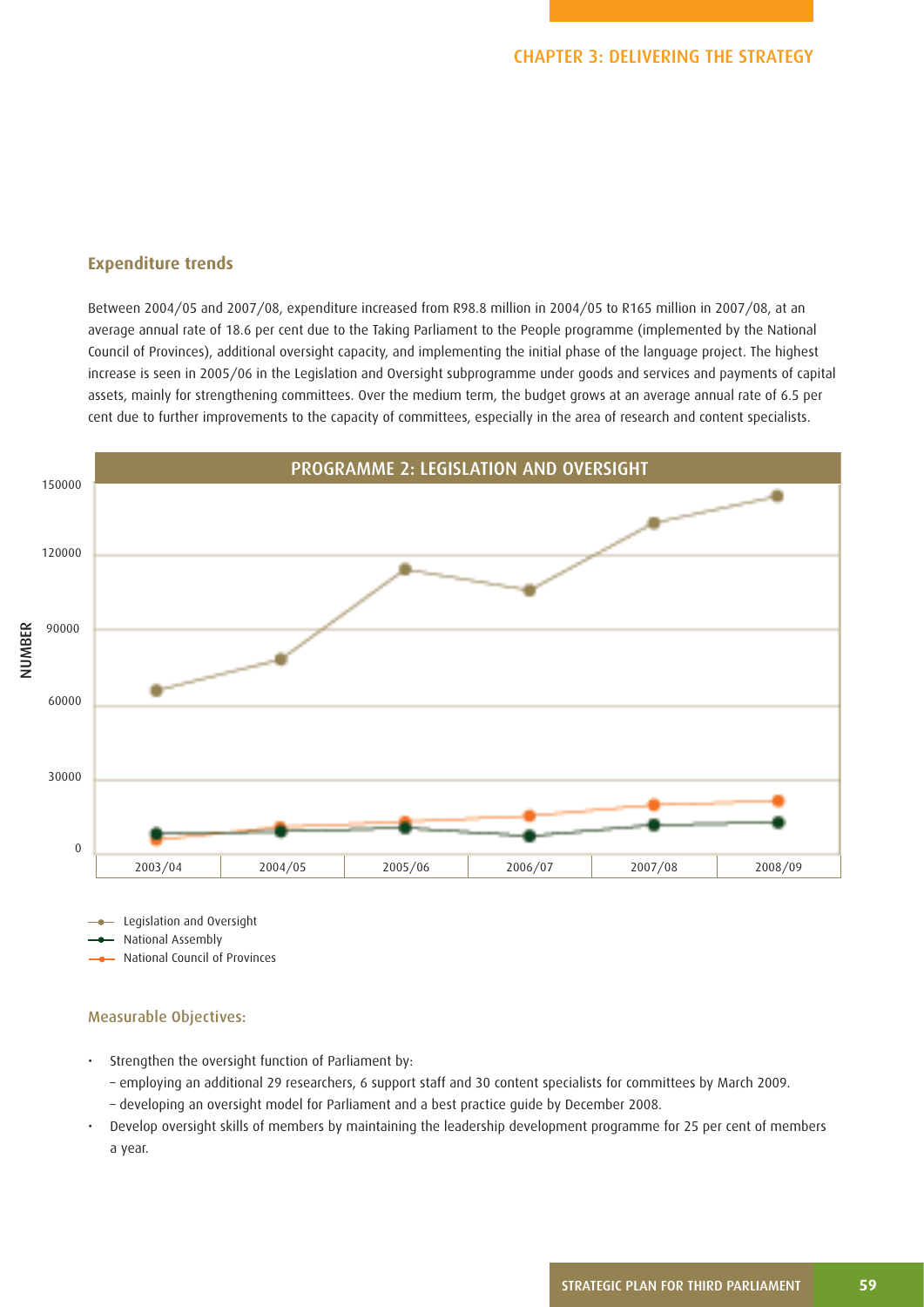## Expenditure trends

Between 2004/05 and 2007/08, expenditure increased from R98.8 million in 2004/05 to R165 million in 2007/08, at an average annual rate of 18.6 per cent due to the Taking Parliament to the People programme (implemented by the National Council of Provinces), additional oversight capacity, and implementing the initial phase of the language project. The highest increase is seen in 2005/06 in the Legislation and Oversight subprogramme under goods and services and payments of capital assets, mainly for strengthening committees. Over the medium term, the budget grows at an average annual rate of 6.5 per cent due to further improvements to the capacity of committees, especially in the area of research and content specialists.

PROGRAMME 2: LEGISLATION AND OVERSIGHT

NUMBER

150000
120000
90000
60000
30000
0

2003/04 | 2004/05 | 2005/06 | 2006/07 | 2007/08 | 2008/09

- Legislation and Oversight
- National Assembly
- National Council of Provinces

### Measurable Objectives:

- Strengthen the oversight function of Parliament by:
  - employing an additional 29 researchers, 6 support staff and 30 content specialists for committees by March 2009.
  - developing an oversight model for Parliament and a best practice guide by December 2008.
- Develop oversight skills of members by maintaining the leadership development programme for 25 per cent of members a year.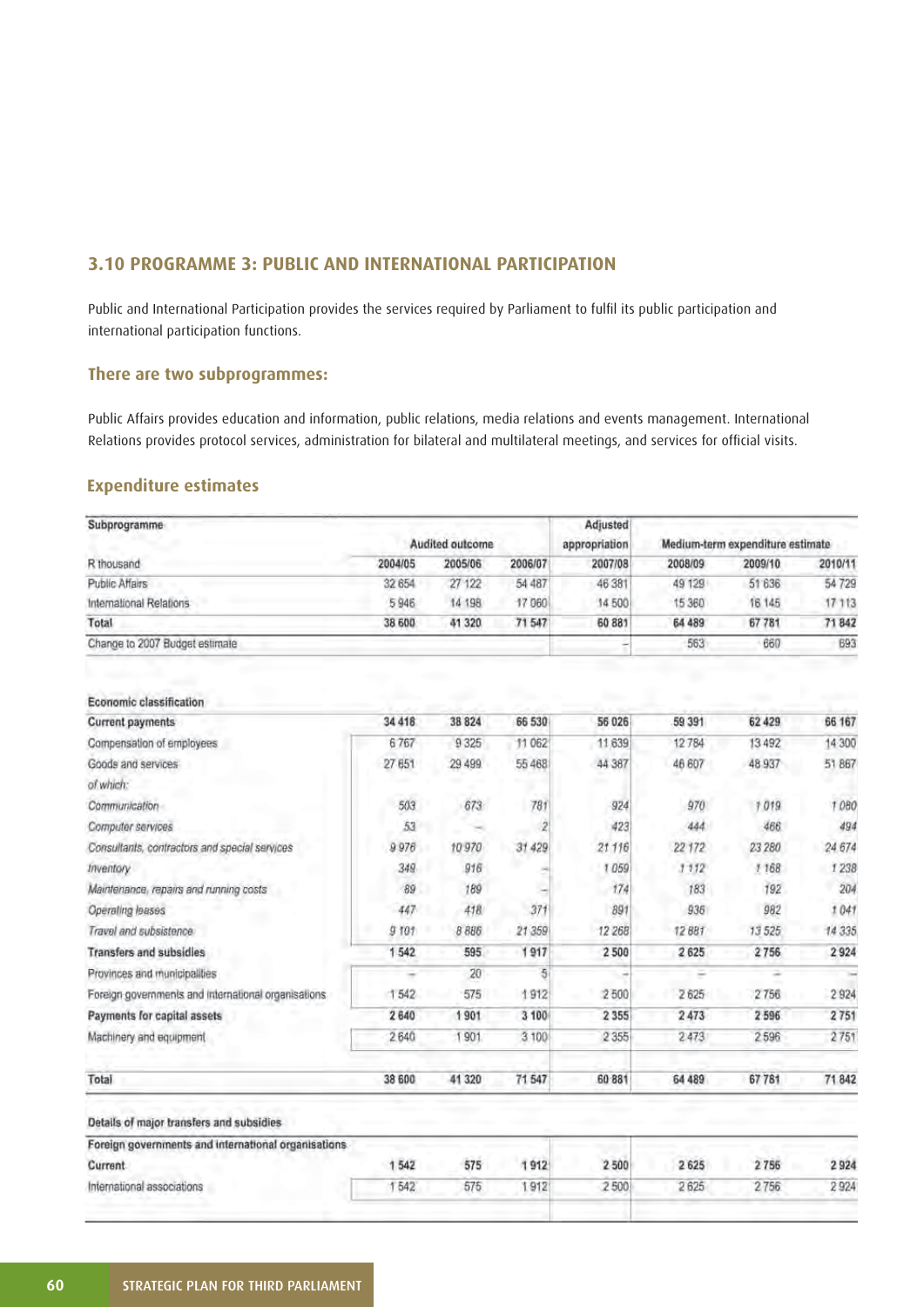## 3.10 PROGRAMME 3: PUBLIC AND INTERNATIONAL PARTICIPATION

Public and International Participation provides the services required by Parliament to fulfil its public participation and international participation functions.

### There are two subprogrammes:

Public Affairs provides education and information, public relations, media relations and events management. International Relations provides protocol services, administration for bilateral and multilateral meetings, and services for official visits.

### Expenditure estimates

| Subprogramme | Audited outcome | | | Adjusted appropriation | Medium-term expenditure estimate | | |
|---|---|---|---|---|---|---|---|
| R thousand | 2004/05 | 2005/06 | 2006/07 | 2007/08 | 2008/09 | 2009/10 | 2010/11 |
| Public Affairs | 32 654 | 27 122 | 54 487 | 46 381 | 49 129 | 51 636 | 54 729 |
| International Relations | 5 946 | 14 198 | 17 060 | 14 500 | 15 360 | 16 145 | 17 113 |
| **Total** | **38 600** | **41 320** | **71 547** | **60 881** | **64 489** | **67 781** | **71 842** |
| Change to 2007 Budget estimate | | | | – | 563 | 660 | 693 |
| | | | | | | | |
| **Economic classification** | | | | | | | |
| **Current payments** | **34 418** | **38 824** | **66 530** | **56 026** | **59 391** | **62 429** | **66 167** |
| Compensation of employees | 6 767 | 9 325 | 11 062 | 11 639 | 12 784 | 13 492 | 14 300 |
| Goods and services | 27 651 | 29 499 | 55 468 | 44 387 | 46 607 | 48 937 | 51 867 |
| *of which:* | | | | | | | |
| *Communication* | *503* | *673* | *781* | *924* | *970* | *1 019* | *1 080* |
| *Computer services* | *53* | *–* | *2* | *423* | *444* | *466* | *494* |
| *Consultants, contractors and special services* | *9 976* | *10 970* | *31 429* | *21 116* | *22 172* | *23 280* | *24 674* |
| *Inventory* | *349* | *916* | *–* | *1 059* | *1 112* | *1 168* | *1 238* |
| *Maintenance, repairs and running costs* | *89* | *189* | *–* | *174* | *183* | *192* | *204* |
| *Operating leases* | *447* | *418* | *371* | *891* | *936* | *982* | *1 041* |
| *Travel and subsistence* | *9 101* | *8 886* | *21 359* | *12 268* | *12 881* | *13 525* | *14 335* |
| **Transfers and subsidies** | **1 542** | **595** | **1 917** | **2 500** | **2 625** | **2 756** | **2 924** |
| Provinces and municipalities | – | 20 | 5 | – | – | – | – |
| Foreign governments and international organisations | 1 542 | 575 | 1 912 | 2 500 | 2 625 | 2 756 | 2 924 |
| **Payments for capital assets** | **2 640** | **1 901** | **3 100** | **2 355** | **2 473** | **2 596** | **2 751** |
| Machinery and equipment | 2 640 | 1 901 | 3 100 | 2 355 | 2 473 | 2 596 | 2 751 |
| | | | | | | | |
| **Total** | **38 600** | **41 320** | **71 547** | **60 881** | **64 489** | **67 781** | **71 842** |
| | | | | | | | |
| **Details of major transfers and subsidies** | | | | | | | |
| **Foreign governments and international organisations** | | | | | | | |
| Current | 1 542 | 575 | 1 912 | 2 500 | 2 625 | 2 756 | 2 924 |
| International associations | 1 542 | 575 | 1 912 | 2 500 | 2 625 | 2 756 | 2 924 |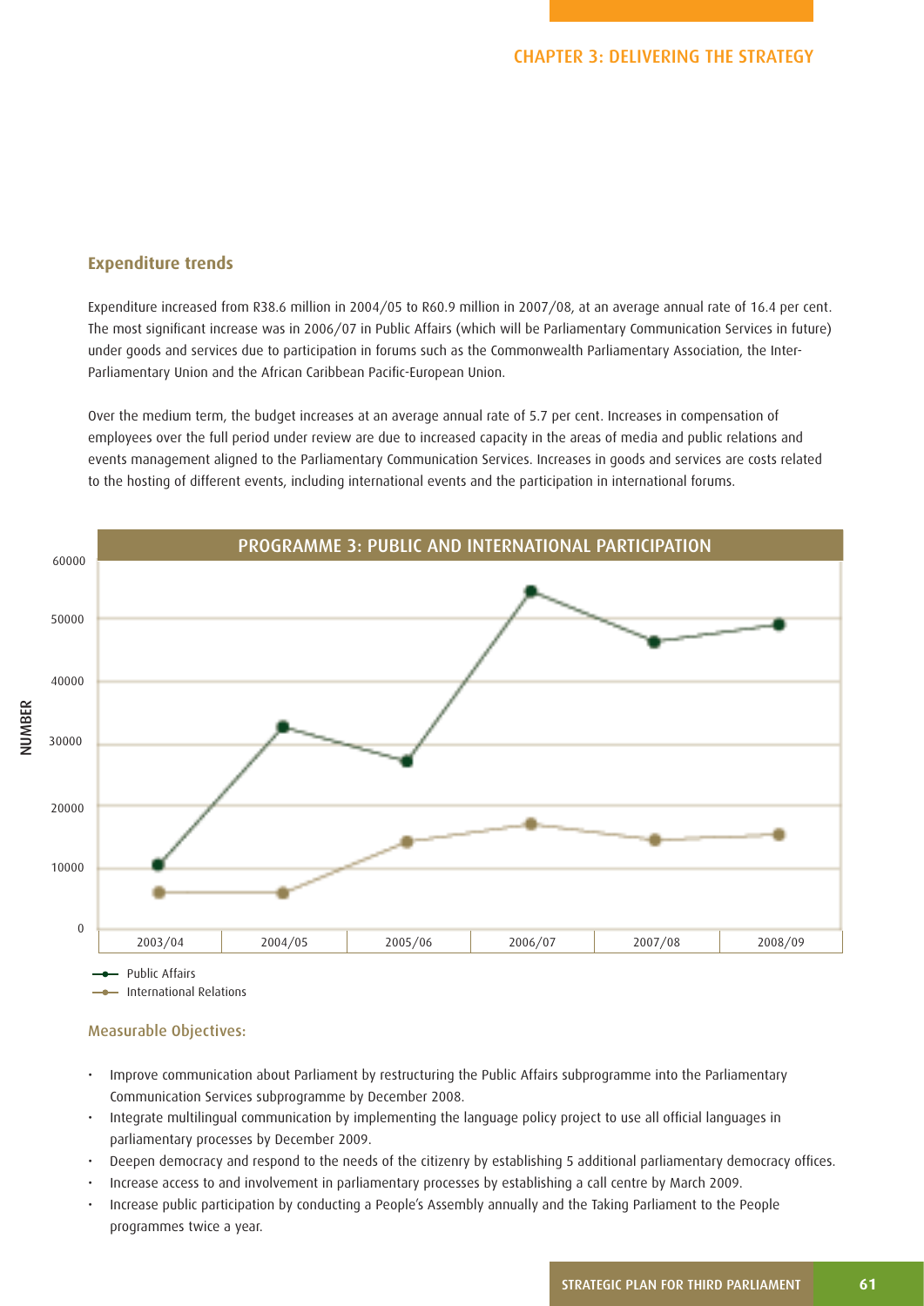## Expenditure trends

Expenditure increased from R38.6 million in 2004/05 to R60.9 million in 2007/08, at an average annual rate of 16.4 per cent. The most significant increase was in 2006/07 in Public Affairs (which will be Parliamentary Communication Services in future) under goods and services due to participation in forums such as the Commonwealth Parliamentary Association, the Inter-Parliamentary Union and the African Caribbean Pacific-European Union.

Over the medium term, the budget increases at an average annual rate of 5.7 per cent. Increases in compensation of employees over the full period under review are due to increased capacity in the areas of media and public relations and events management aligned to the Parliamentary Communication Services. Increases in goods and services are costs related to the hosting of different events, including international events and the participation in international forums.

PROGRAMME 3: PUBLIC AND INTERNATIONAL PARTICIPATION

NUMBER

60000
50000
40000
30000
20000
10000
0

| 2003/04 | 2004/05 | 2005/06 | 2006/07 | 2007/08 | 2008/09 |
|---|---|---|---|---|---|

- Public Affairs
- International Relations

### Measurable Objectives:

- Improve communication about Parliament by restructuring the Public Affairs subprogramme into the Parliamentary Communication Services subprogramme by December 2008.
- Integrate multilingual communication by implementing the language policy project to use all official languages in parliamentary processes by December 2009.
- Deepen democracy and respond to the needs of the citizenry by establishing 5 additional parliamentary democracy offices.
- Increase access to and involvement in parliamentary processes by establishing a call centre by March 2009.
- Increase public participation by conducting a People's Assembly annually and the Taking Parliament to the People programmes twice a year.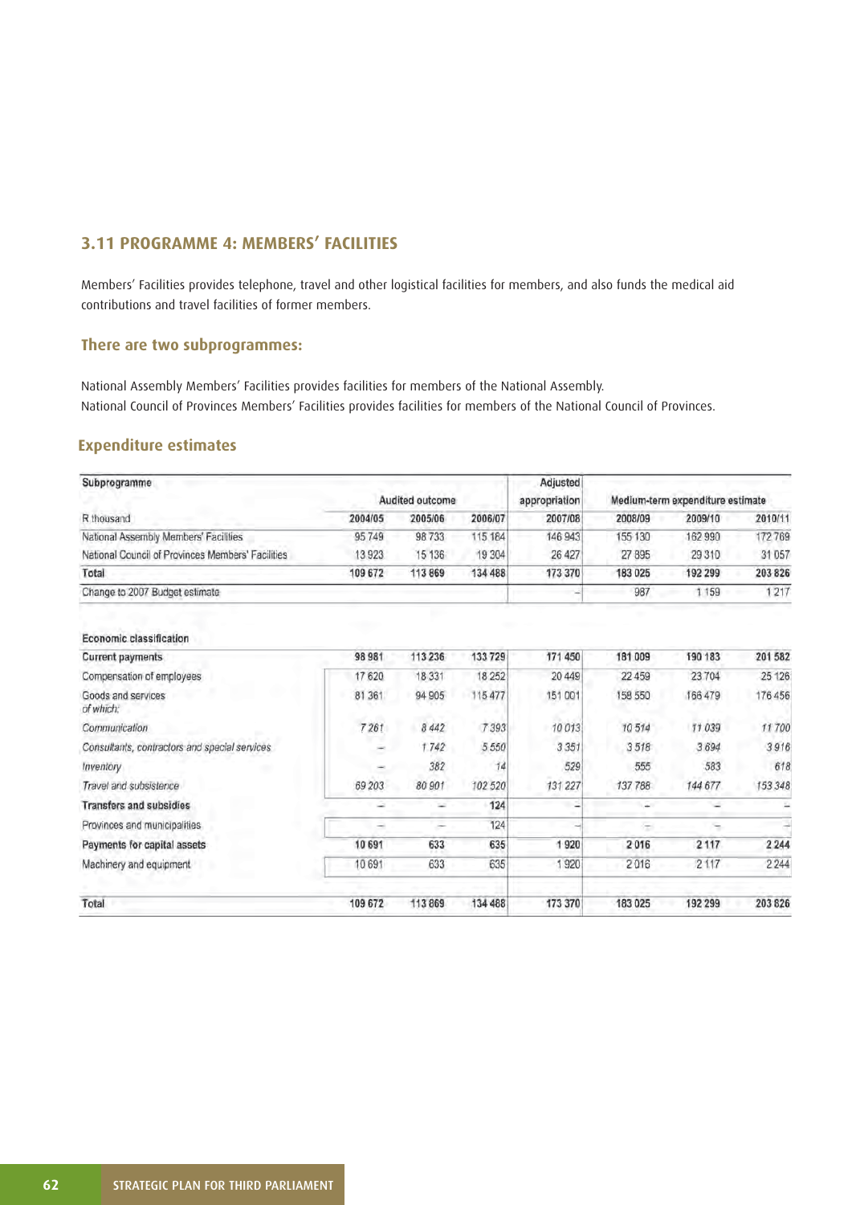## 3.11 PROGRAMME 4: MEMBERS' FACILITIES

Members' Facilities provides telephone, travel and other logistical facilities for members, and also funds the medical aid contributions and travel facilities of former members.

### There are two subprogrammes:

National Assembly Members' Facilities provides facilities for members of the National Assembly.
National Council of Provinces Members' Facilities provides facilities for members of the National Council of Provinces.

### Expenditure estimates

| Subprogramme | Audited outcome | | | Adjusted appropriation | Medium-term expenditure estimate | | |
|---|---|---|---|---|---|---|---|
| R thousand | 2004/05 | 2005/06 | 2006/07 | 2007/08 | 2008/09 | 2009/10 | 2010/11 |
| National Assembly Members' Facilities | 95 749 | 98 733 | 115 184 | 146 943 | 155 130 | 162 990 | 172 769 |
| National Council of Provinces Members' Facilities | 13 923 | 15 136 | 19 304 | 26 427 | 27 895 | 29 310 | 31 057 |
| **Total** | **109 672** | **113 869** | **134 488** | **173 370** | **183 025** | **192 299** | **203 826** |
| Change to 2007 Budget estimate | | | | – | 987 | 1 159 | 1 217 |
| | | | | | | | |
| **Economic classification** | | | | | | | |
| **Current payments** | **98 981** | **113 236** | **133 729** | **171 450** | **181 009** | **190 183** | **201 582** |
| Compensation of employees | 17 620 | 18 331 | 18 252 | 20 449 | 22 459 | 23 704 | 25 126 |
| Goods and services *of which:* | 81 361 | 94 905 | 115 477 | 151 001 | 158 550 | 166 479 | 176 456 |
| *Communication* | *7 261* | *8 442* | *7 393* | *10 013* | *10 514* | *11 039* | *11 700* |
| *Consultants, contractors and special services* | – | *1 742* | *5 550* | *3 351* | *3 518* | *3 694* | *3 916* |
| *Inventory* | – | *382* | *14* | *529* | *555* | *583* | *618* |
| *Travel and subsistence* | *69 203* | *80 901* | *102 520* | *131 227* | *137 788* | *144 677* | *153 348* |
| **Transfers and subsidies** | – | – | **124** | – | – | – | – |
| Provinces and municipalities | – | – | 124 | – | – | – | – |
| **Payments for capital assets** | **10 691** | **633** | **635** | **1 920** | **2 016** | **2 117** | **2 244** |
| Machinery and equipment | 10 691 | 633 | 635 | 1 920 | 2 016 | 2 117 | 2 244 |
| **Total** | **109 672** | **113 869** | **134 488** | **173 370** | **183 025** | **192 299** | **203 826** |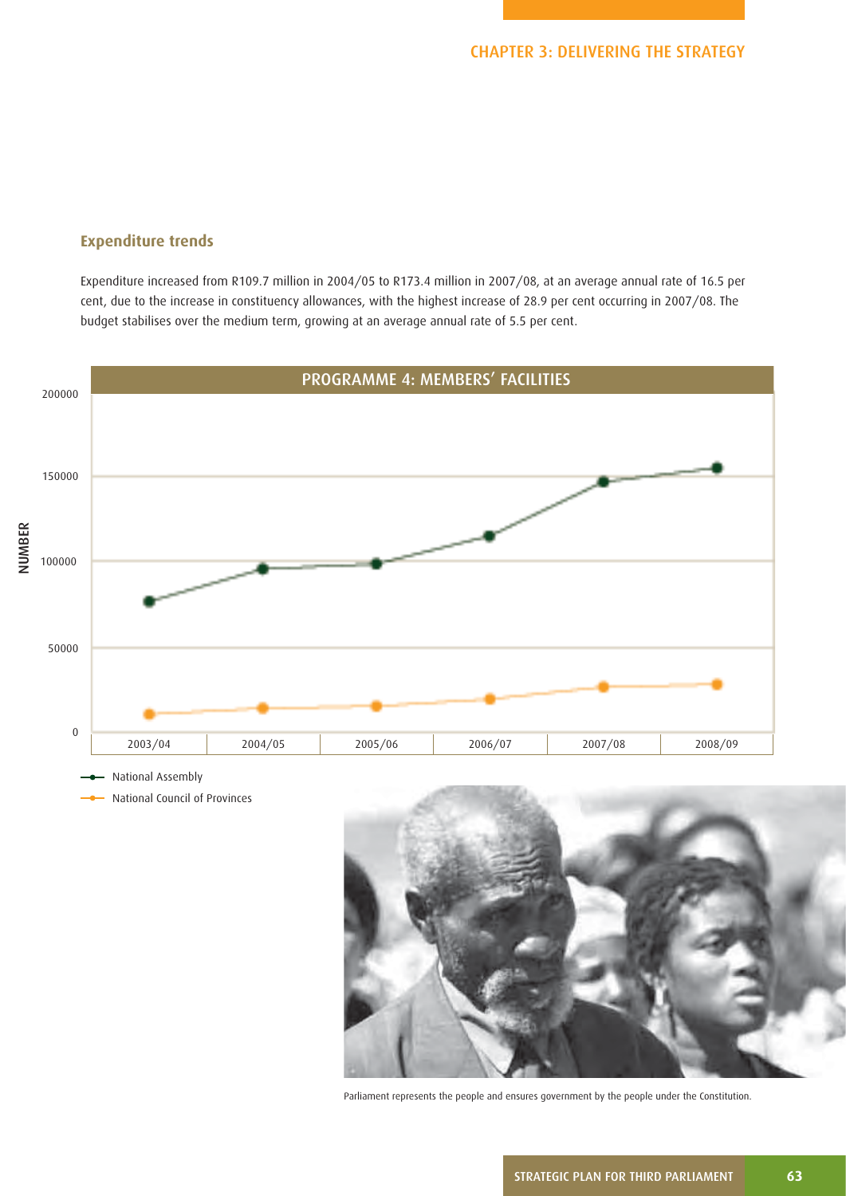## Expenditure trends

Expenditure increased from R109.7 million in 2004/05 to R173.4 million in 2007/08, at an average annual rate of 16.5 per cent, due to the increase in constituency allowances, with the highest increase of 28.9 per cent occurring in 2007/08. The budget stabilises over the medium term, growing at an average annual rate of 5.5 per cent.

PROGRAMME 4: MEMBERS' FACILITIES

NUMBER

200000

150000

100000

50000

0

2003/04 | 2004/05 | 2005/06 | 2006/07 | 2007/08 | 2008/09

National Assembly

National Council of Provinces

Parliament represents the people and ensures government by the people under the Constitution.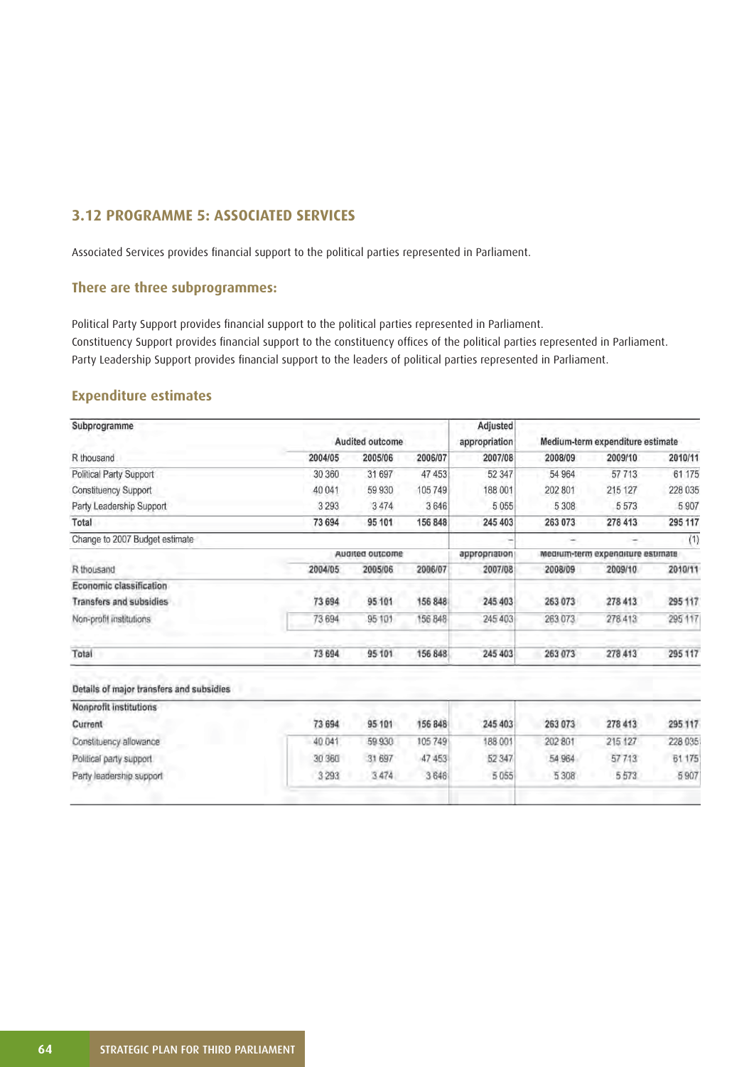## 3.12 PROGRAMME 5: ASSOCIATED SERVICES

Associated Services provides financial support to the political parties represented in Parliament.

### There are three subprogrammes:

Political Party Support provides financial support to the political parties represented in Parliament.
Constituency Support provides financial support to the constituency offices of the political parties represented in Parliament.
Party Leadership Support provides financial support to the leaders of political parties represented in Parliament.

### Expenditure estimates

| Subprogramme | Audited outcome | | | Adjusted appropriation | Medium-term expenditure estimate | | |
|---|---|---|---|---|---|---|---|
| R thousand | 2004/05 | 2005/06 | 2006/07 | 2007/08 | 2008/09 | 2009/10 | 2010/11 |
| Political Party Support | 30 360 | 31 697 | 47 453 | 52 347 | 54 964 | 57 713 | 61 175 |
| Constituency Support | 40 041 | 59 930 | 105 749 | 188 001 | 202 801 | 215 127 | 228 035 |
| Party Leadership Support | 3 293 | 3 474 | 3 646 | 5 055 | 5 308 | 5 573 | 5 907 |
| **Total** | **73 694** | **95 101** | **156 848** | **245 403** | **263 073** | **278 413** | **295 117** |
| Change to 2007 Budget estimate | | | | – | – | – | (1) |

| | Audited outcome | | | appropriation | Medium-term expenditure estimate | | |
|---|---|---|---|---|---|---|---|
| R thousand | 2004/05 | 2005/06 | 2006/07 | 2007/08 | 2008/09 | 2009/10 | 2010/11 |
| **Economic classification** | | | | | | | |
| **Transfers and subsidies** | **73 694** | **95 101** | **156 848** | **245 403** | **263 073** | **278 413** | **295 117** |
| Non-profit institutions | 73 694 | 95 101 | 156 848 | 245 403 | 263 073 | 278 413 | 295 117 |
| **Total** | **73 694** | **95 101** | **156 848** | **245 403** | **263 073** | **278 413** | **295 117** |

**Details of major transfers and subsidies**

| **Nonprofit institutions** | | | | | | | |
|---|---|---|---|---|---|---|---|
| **Current** | **73 694** | **95 101** | **156 848** | **245 403** | **263 073** | **278 413** | **295 117** |
| Constituency allowance | 40 041 | 59 930 | 105 749 | 188 001 | 202 801 | 215 127 | 228 035 |
| Political party support | 30 360 | 31 697 | 47 453 | 52 347 | 54 964 | 57 713 | 61 175 |
| Party leadership support | 3 293 | 3 474 | 3 646 | 5 055 | 5 308 | 5 573 | 5 907 |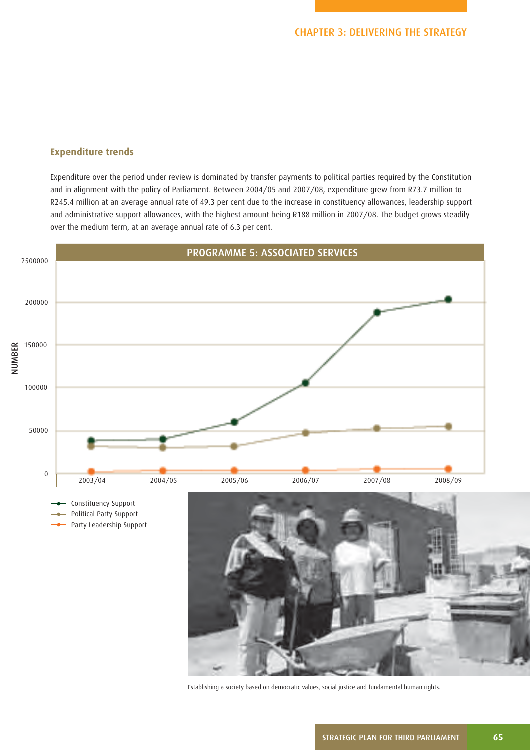## Expenditure trends

Expenditure over the period under review is dominated by transfer payments to political parties required by the Constitution and in alignment with the policy of Parliament. Between 2004/05 and 2007/08, expenditure grew from R73.7 million to R245.4 million at an average annual rate of 49.3 per cent due to the increase in constituency allowances, leadership support and administrative support allowances, with the highest amount being R188 million in 2007/08. The budget grows steadily over the medium term, at an average annual rate of 6.3 per cent.

**PROGRAMME 5: ASSOCIATED SERVICES**

Establishing a society based on democratic values, social justice and fundamental human rights.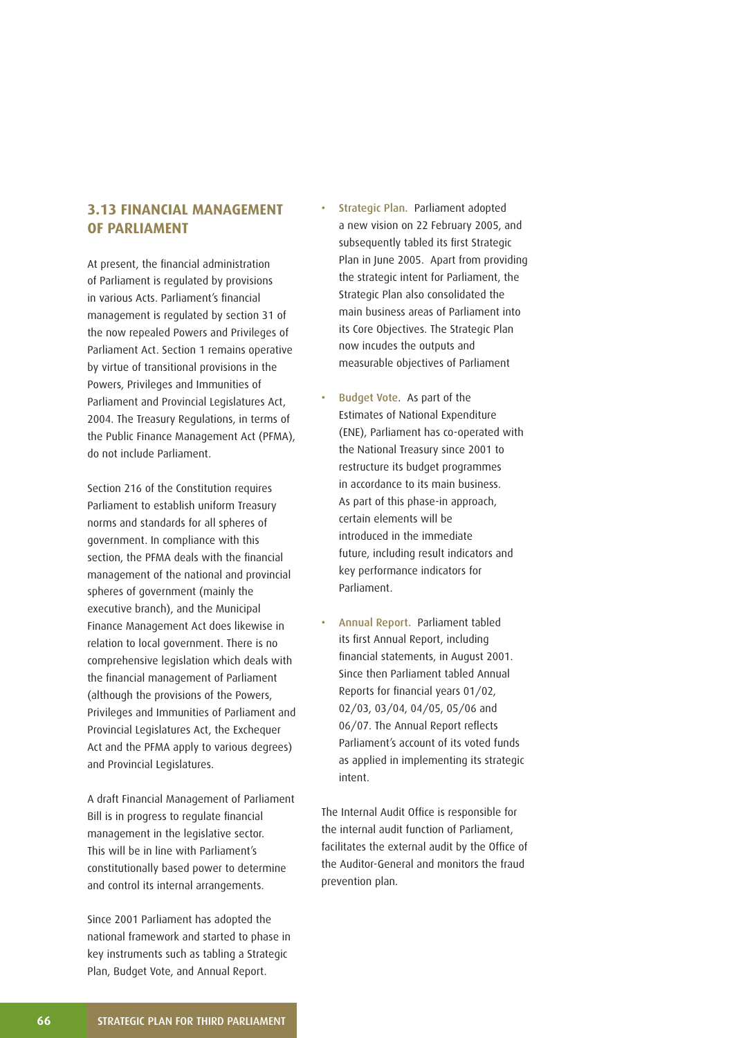## 3.13 FINANCIAL MANAGEMENT OF PARLIAMENT

At present, the financial administration of Parliament is regulated by provisions in various Acts. Parliament's financial management is regulated by section 31 of the now repealed Powers and Privileges of Parliament Act. Section 1 remains operative by virtue of transitional provisions in the Powers, Privileges and Immunities of Parliament and Provincial Legislatures Act, 2004. The Treasury Regulations, in terms of the Public Finance Management Act (PFMA), do not include Parliament.

Section 216 of the Constitution requires Parliament to establish uniform Treasury norms and standards for all spheres of government. In compliance with this section, the PFMA deals with the financial management of the national and provincial spheres of government (mainly the executive branch), and the Municipal Finance Management Act does likewise in relation to local government. There is no comprehensive legislation which deals with the financial management of Parliament (although the provisions of the Powers, Privileges and Immunities of Parliament and Provincial Legislatures Act, the Exchequer Act and the PFMA apply to various degrees) and Provincial Legislatures.

A draft Financial Management of Parliament Bill is in progress to regulate financial management in the legislative sector. This will be in line with Parliament's constitutionally based power to determine and control its internal arrangements.

Since 2001 Parliament has adopted the national framework and started to phase in key instruments such as tabling a Strategic Plan, Budget Vote, and Annual Report.

- Strategic Plan. Parliament adopted a new vision on 22 February 2005, and subsequently tabled its first Strategic Plan in June 2005. Apart from providing the strategic intent for Parliament, the Strategic Plan also consolidated the main business areas of Parliament into its Core Objectives. The Strategic Plan now incudes the outputs and measurable objectives of Parliament
- Budget Vote. As part of the Estimates of National Expenditure (ENE), Parliament has co-operated with the National Treasury since 2001 to restructure its budget programmes in accordance to its main business. As part of this phase-in approach, certain elements will be introduced in the immediate future, including result indicators and key performance indicators for Parliament.
- Annual Report. Parliament tabled its first Annual Report, including financial statements, in August 2001. Since then Parliament tabled Annual Reports for financial years 01/02, 02/03, 03/04, 04/05, 05/06 and 06/07. The Annual Report reflects Parliament's account of its voted funds as applied in implementing its strategic intent.

The Internal Audit Office is responsible for the internal audit function of Parliament, facilitates the external audit by the Office of the Auditor-General and monitors the fraud prevention plan.